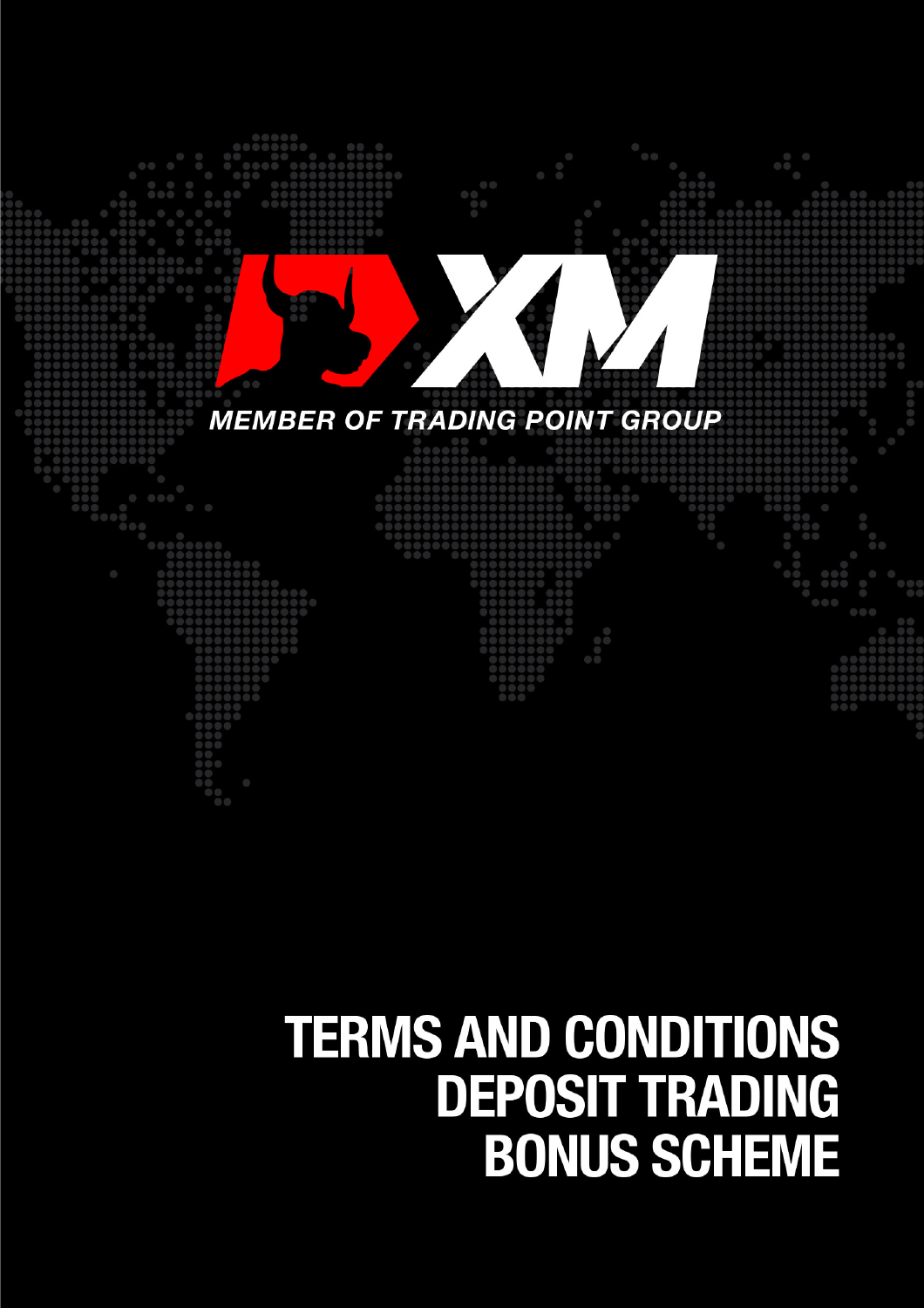MEMBER OF TRADING POINT GROUP

# TERMS AND CONDITIONS DEPOSIT TRADING BONUS SCHEME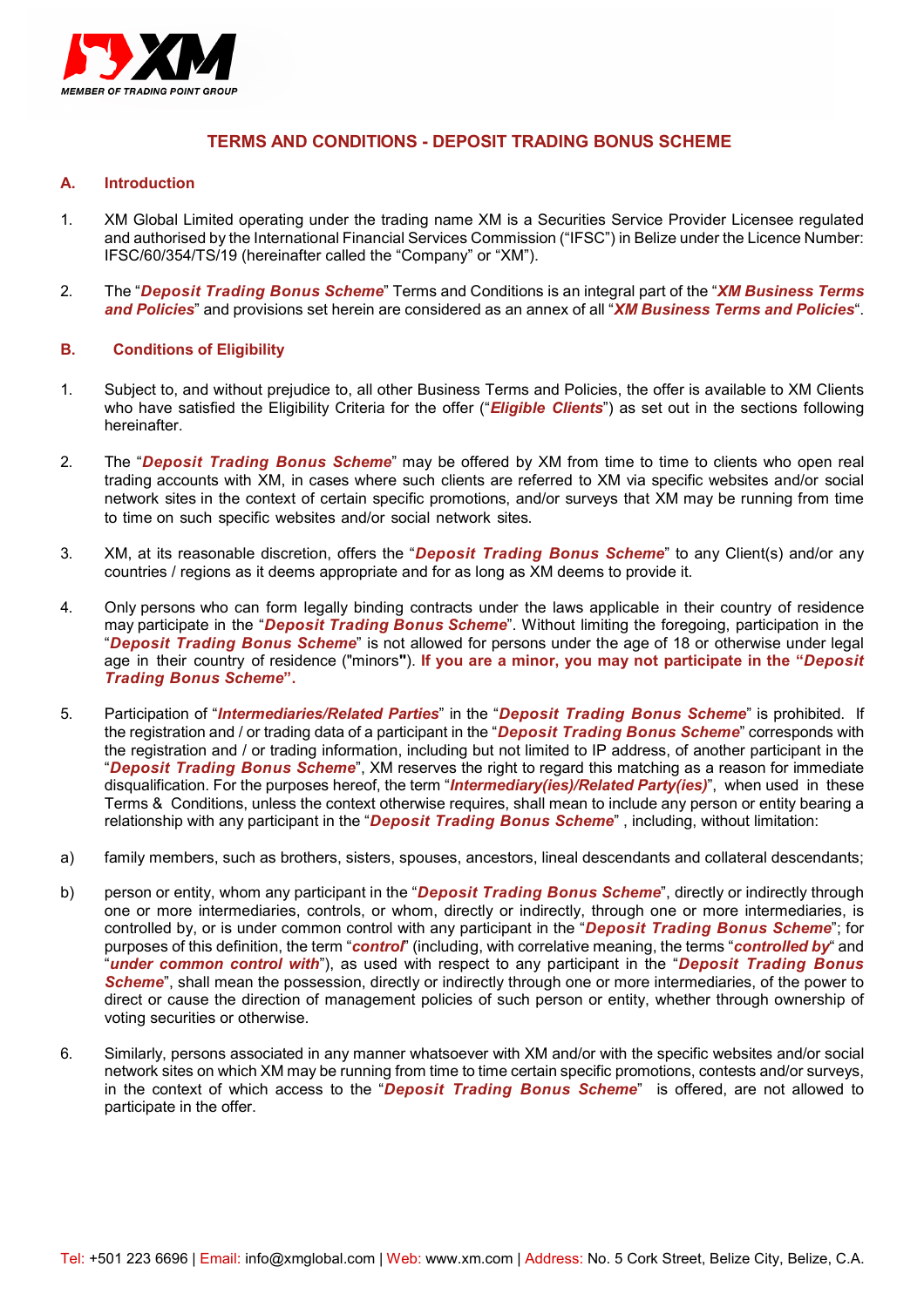# TERMS AND CONDITIONS - DEPOSIT TRADING BONUS SCHEME

## A. Introduction

1. XM Global Limited operating under the trading name XM is a Securities Service Provider Licensee regulated and authorised by the International Financial Services Commission ("IFSC") in Belize under the Licence Number: IFSC/60/354/TS/19 (hereinafter called the "Company" or "XM").

2. The "***Deposit Trading Bonus Scheme***" Terms and Conditions is an integral part of the "***XM Business Terms and Policies***" and provisions set herein are considered as an annex of all "***XM Business Terms and Policies***".

## B. Conditions of Eligibility

1. Subject to, and without prejudice to, all other Business Terms and Policies, the offer is available to XM Clients who have satisfied the Eligibility Criteria for the offer ("***Eligible Clients***") as set out in the sections following hereinafter.

2. The "***Deposit Trading Bonus Scheme***" may be offered by XM from time to time to clients who open real trading accounts with XM, in cases where such clients are referred to XM via specific websites and/or social network sites in the context of certain specific promotions, and/or surveys that XM may be running from time to time on such specific websites and/or social network sites.

3. XM, at its reasonable discretion, offers the "***Deposit Trading Bonus Scheme***" to any Client(s) and/or any countries / regions as it deems appropriate and for as long as XM deems to provide it.

4. Only persons who can form legally binding contracts under the laws applicable in their country of residence may participate in the "***Deposit Trading Bonus Scheme***". Without limiting the foregoing, participation in the "***Deposit Trading Bonus Scheme***" is not allowed for persons under the age of 18 or otherwise under legal age in their country of residence ("minors"). **If you are a minor, you may not participate in the "*Deposit Trading Bonus Scheme*".**

5. Participation of "***Intermediaries/Related Parties***" in the "***Deposit Trading Bonus Scheme***" is prohibited. If the registration and / or trading data of a participant in the "***Deposit Trading Bonus Scheme***" corresponds with the registration and / or trading information, including but not limited to IP address, of another participant in the "***Deposit Trading Bonus Scheme***", XM reserves the right to regard this matching as a reason for immediate disqualification. For the purposes hereof, the term "***Intermediary(ies)/Related Party(ies)***", when used in these Terms & Conditions, unless the context otherwise requires, shall mean to include any person or entity bearing a relationship with any participant in the "***Deposit Trading Bonus Scheme***" , including, without limitation:

a) family members, such as brothers, sisters, spouses, ancestors, lineal descendants and collateral descendants;

b) person or entity, whom any participant in the "***Deposit Trading Bonus Scheme***", directly or indirectly through one or more intermediaries, controls, or whom, directly or indirectly, through one or more intermediaries, is controlled by, or is under common control with any participant in the "***Deposit Trading Bonus Scheme***"; for purposes of this definition, the term "***control***" (including, with correlative meaning, the terms "***controlled by***" and "***under common control with***"), as used with respect to any participant in the "***Deposit Trading Bonus Scheme***", shall mean the possession, directly or indirectly through one or more intermediaries, of the power to direct or cause the direction of management policies of such person or entity, whether through ownership of voting securities or otherwise.

6. Similarly, persons associated in any manner whatsoever with XM and/or with the specific websites and/or social network sites on which XM may be running from time to time certain specific promotions, contests and/or surveys, in the context of which access to the "***Deposit Trading Bonus Scheme***" is offered, are not allowed to participate in the offer.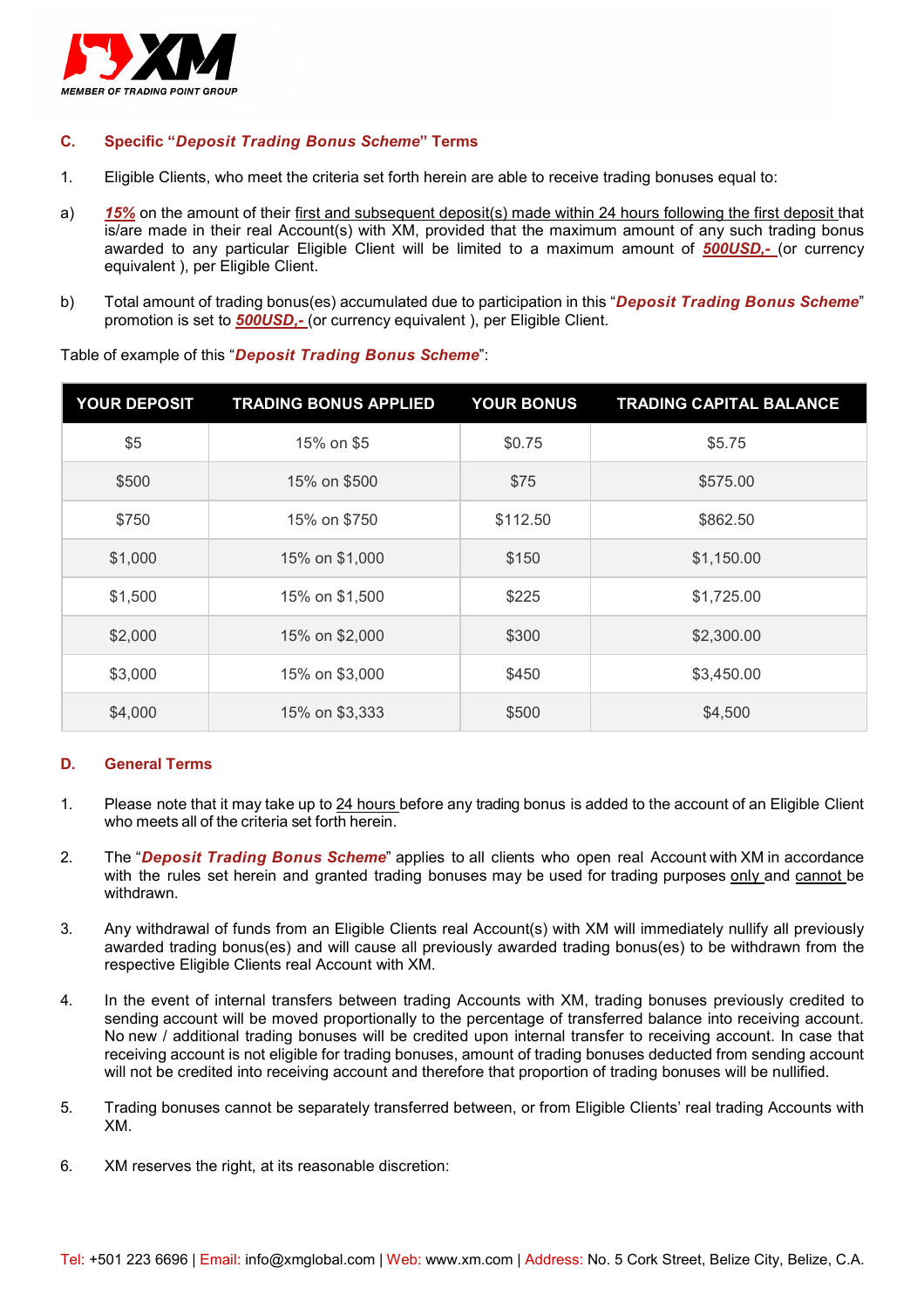## C. Specific "*Deposit Trading Bonus Scheme*" Terms

1. Eligible Clients, who meet the criteria set forth herein are able to receive trading bonuses equal to:

a) ***15%*** on the amount of their first and subsequent deposit(s) made within 24 hours following the first deposit that is/are made in their real Account(s) with XM, provided that the maximum amount of any such trading bonus awarded to any particular Eligible Client will be limited to a maximum amount of ***500USD,-*** (or currency equivalent ), per Eligible Client.

b) Total amount of trading bonus(es) accumulated due to participation in this "***Deposit Trading Bonus Scheme***" promotion is set to ***500USD,-*** (or currency equivalent ), per Eligible Client.

Table of example of this "***Deposit Trading Bonus Scheme***":

| YOUR DEPOSIT | TRADING BONUS APPLIED | YOUR BONUS | TRADING CAPITAL BALANCE |
|---|---|---|---|
| $5 | 15% on $5 | $0.75 | $5.75 |
| $500 | 15% on $500 | $75 | $575.00 |
| $750 | 15% on $750 | $112.50 | $862.50 |
| $1,000 | 15% on $1,000 | $150 | $1,150.00 |
| $1,500 | 15% on $1,500 | $225 | $1,725.00 |
| $2,000 | 15% on $2,000 | $300 | $2,300.00 |
| $3,000 | 15% on $3,000 | $450 | $3,450.00 |
| $4,000 | 15% on $3,333 | $500 | $4,500 |

## D. General Terms

1. Please note that it may take up to 24 hours before any trading bonus is added to the account of an Eligible Client who meets all of the criteria set forth herein.

2. The "***Deposit Trading Bonus Scheme***" applies to all clients who open real Account with XM in accordance with the rules set herein and granted trading bonuses may be used for trading purposes only and cannot be withdrawn.

3. Any withdrawal of funds from an Eligible Clients real Account(s) with XM will immediately nullify all previously awarded trading bonus(es) and will cause all previously awarded trading bonus(es) to be withdrawn from the respective Eligible Clients real Account with XM.

4. In the event of internal transfers between trading Accounts with XM, trading bonuses previously credited to sending account will be moved proportionally to the percentage of transferred balance into receiving account. No new / additional trading bonuses will be credited upon internal transfer to receiving account. In case that receiving account is not eligible for trading bonuses, amount of trading bonuses deducted from sending account will not be credited into receiving account and therefore that proportion of trading bonuses will be nullified.

5. Trading bonuses cannot be separately transferred between, or from Eligible Clients' real trading Accounts with XM.

6. XM reserves the right, at its reasonable discretion: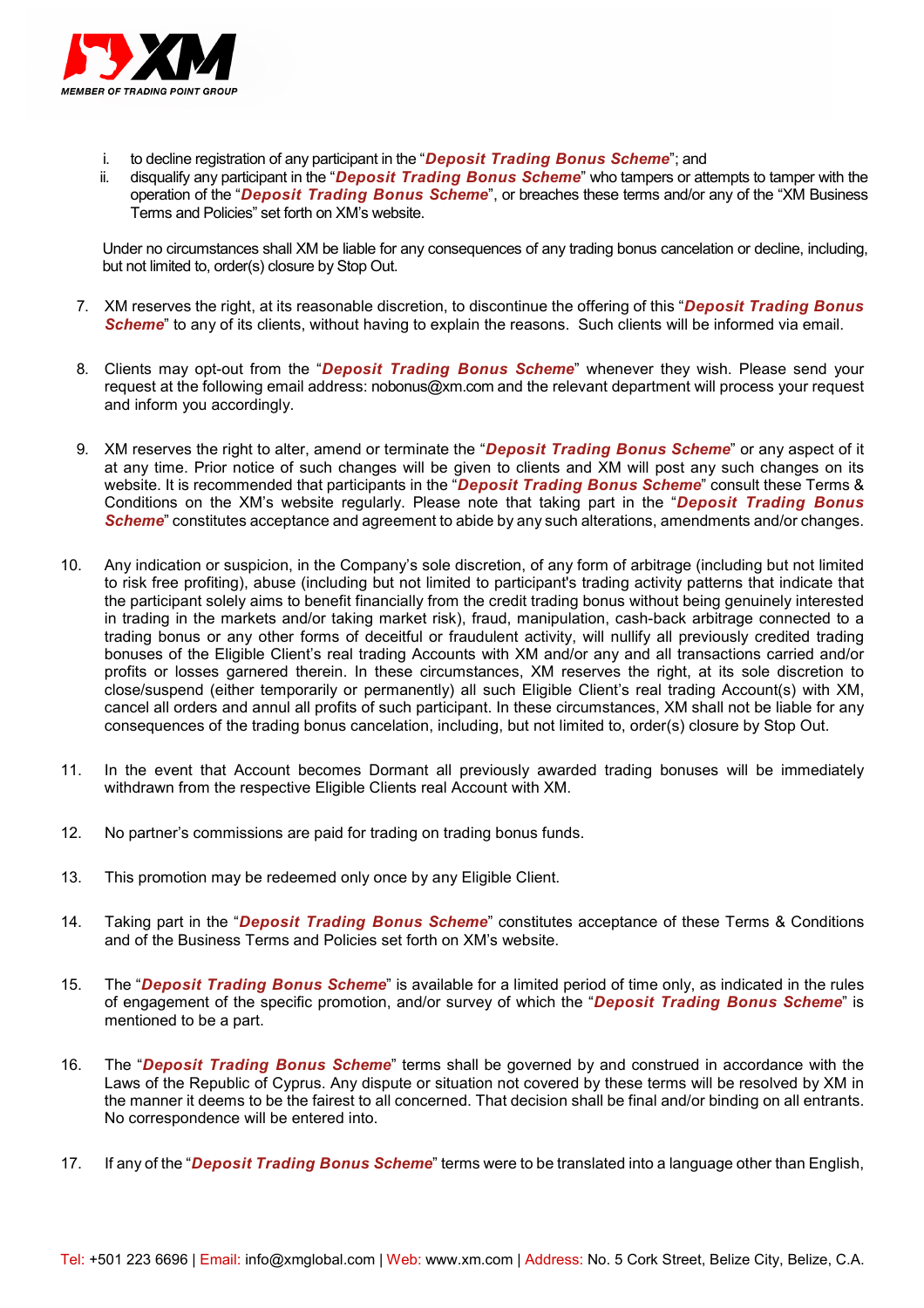i. to decline registration of any participant in the "***Deposit Trading Bonus Scheme***"; and
ii. disqualify any participant in the "***Deposit Trading Bonus Scheme***" who tampers or attempts to tamper with the operation of the "***Deposit Trading Bonus Scheme***", or breaches these terms and/or any of the "XM Business Terms and Policies" set forth on XM's website.

Under no circumstances shall XM be liable for any consequences of any trading bonus cancelation or decline, including, but not limited to, order(s) closure by Stop Out.

7. XM reserves the right, at its reasonable discretion, to discontinue the offering of this "***Deposit Trading Bonus Scheme***" to any of its clients, without having to explain the reasons. Such clients will be informed via email.

8. Clients may opt-out from the "***Deposit Trading Bonus Scheme***" whenever they wish. Please send your request at the following email address: nobonus@xm.com and the relevant department will process your request and inform you accordingly.

9. XM reserves the right to alter, amend or terminate the "***Deposit Trading Bonus Scheme***" or any aspect of it at any time. Prior notice of such changes will be given to clients and XM will post any such changes on its website. It is recommended that participants in the "***Deposit Trading Bonus Scheme***" consult these Terms & Conditions on the XM's website regularly. Please note that taking part in the "***Deposit Trading Bonus Scheme***" constitutes acceptance and agreement to abide by any such alterations, amendments and/or changes.

10. Any indication or suspicion, in the Company's sole discretion, of any form of arbitrage (including but not limited to risk free profiting), abuse (including but not limited to participant's trading activity patterns that indicate that the participant solely aims to benefit financially from the credit trading bonus without being genuinely interested in trading in the markets and/or taking market risk), fraud, manipulation, cash-back arbitrage connected to a trading bonus or any other forms of deceitful or fraudulent activity, will nullify all previously credited trading bonuses of the Eligible Client's real trading Accounts with XM and/or any and all transactions carried and/or profits or losses garnered therein. In these circumstances, XM reserves the right, at its sole discretion to close/suspend (either temporarily or permanently) all such Eligible Client's real trading Account(s) with XM, cancel all orders and annul all profits of such participant. In these circumstances, XM shall not be liable for any consequences of the trading bonus cancelation, including, but not limited to, order(s) closure by Stop Out.

11. In the event that Account becomes Dormant all previously awarded trading bonuses will be immediately withdrawn from the respective Eligible Clients real Account with XM.

12. No partner's commissions are paid for trading on trading bonus funds.

13. This promotion may be redeemed only once by any Eligible Client.

14. Taking part in the "***Deposit Trading Bonus Scheme***" constitutes acceptance of these Terms & Conditions and of the Business Terms and Policies set forth on XM's website.

15. The "***Deposit Trading Bonus Scheme***" is available for a limited period of time only, as indicated in the rules of engagement of the specific promotion, and/or survey of which the "***Deposit Trading Bonus Scheme***" is mentioned to be a part.

16. The "***Deposit Trading Bonus Scheme***" terms shall be governed by and construed in accordance with the Laws of the Republic of Cyprus. Any dispute or situation not covered by these terms will be resolved by XM in the manner it deems to be the fairest to all concerned. That decision shall be final and/or binding on all entrants. No correspondence will be entered into.

17. If any of the "***Deposit Trading Bonus Scheme***" terms were to be translated into a language other than English,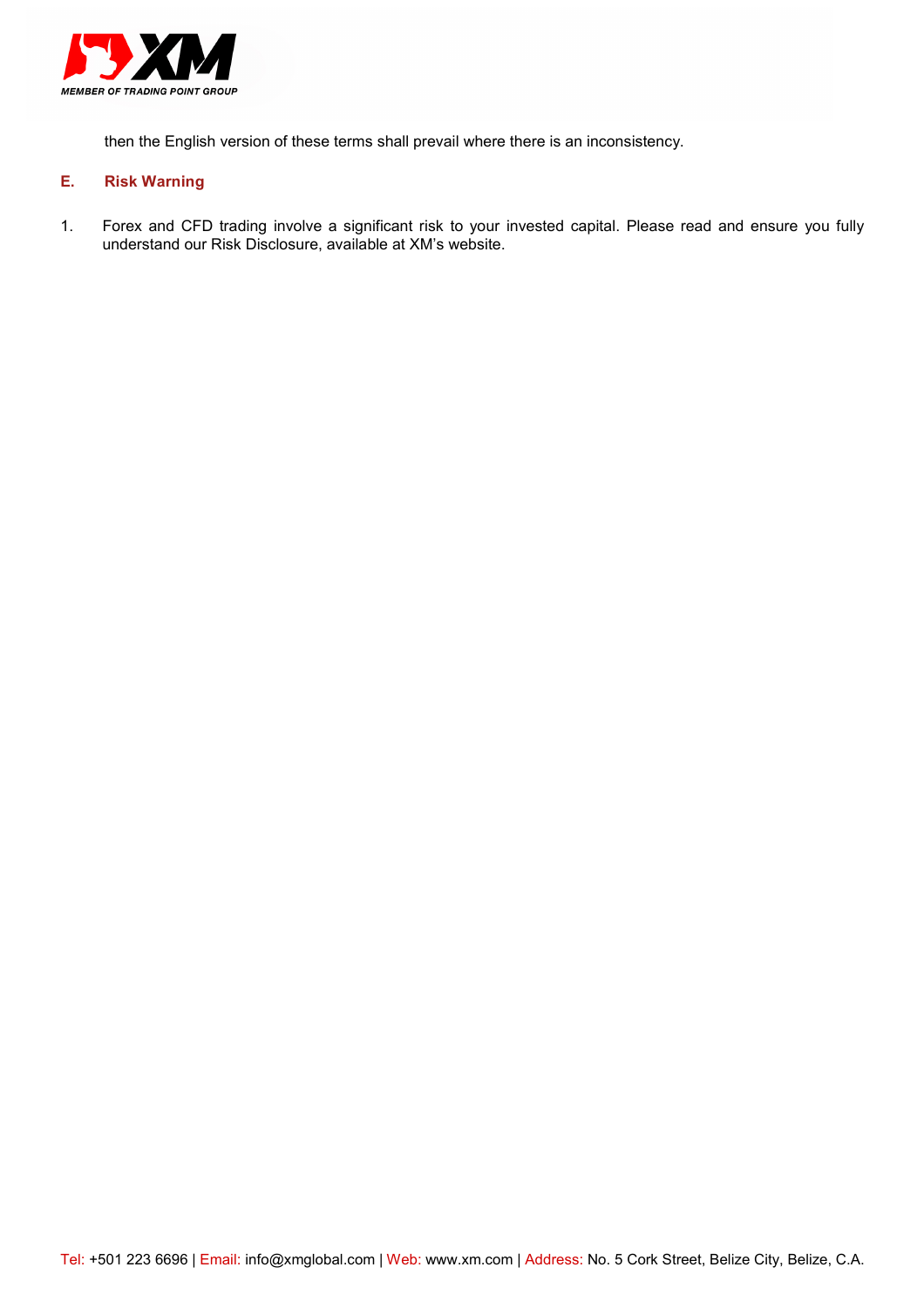then the English version of these terms shall prevail where there is an inconsistency.

## E. Risk Warning

1. Forex and CFD trading involve a significant risk to your invested capital. Please read and ensure you fully understand our Risk Disclosure, available at XM's website.